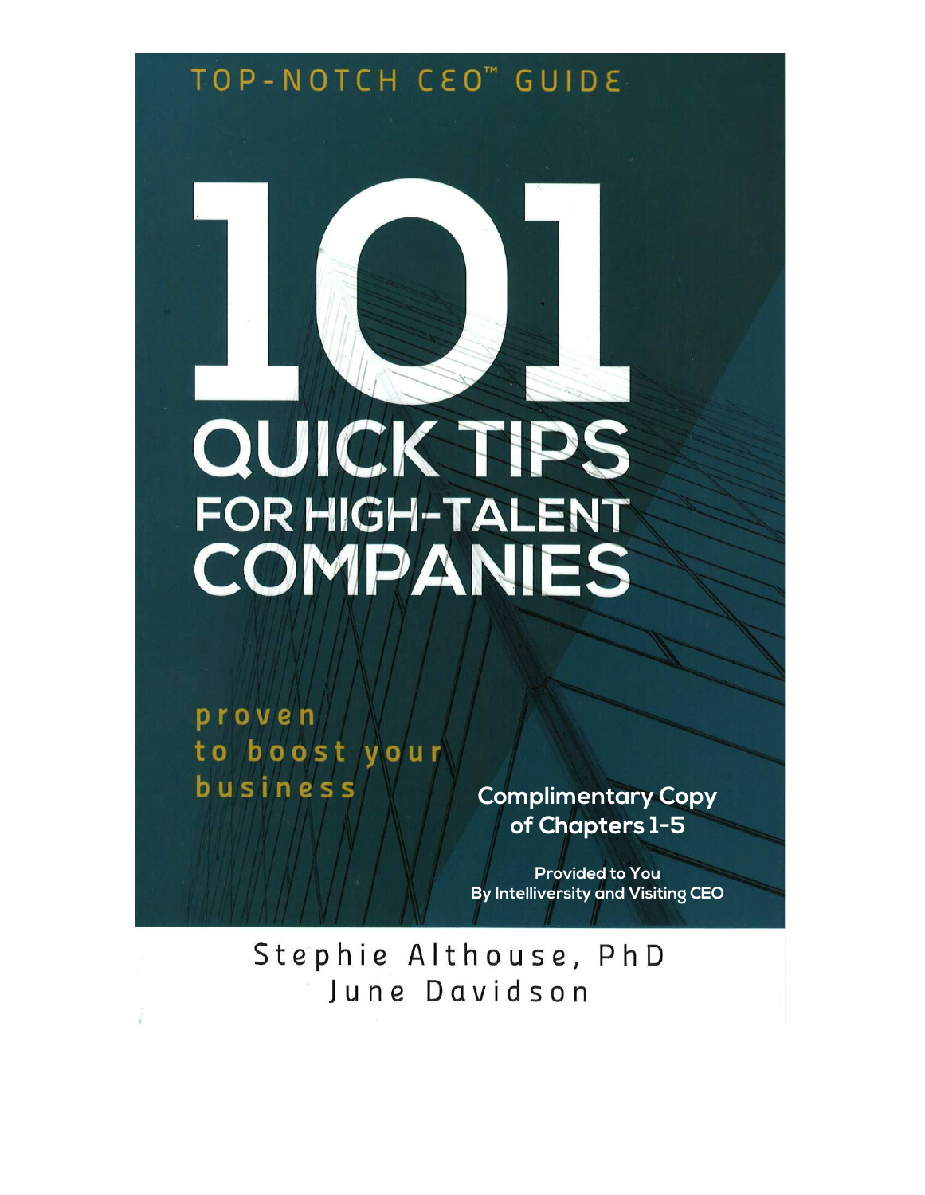TOP-NOTCH CEO™ GUIDE

# 101 QUICK TIPS FOR HIGH-TALENT COMPANIES

proven to boost your business

**Complimentary Copy of Chapters 1-5**

**Provided to You By Intelliversity and Visiting CEO**

Stephie Althouse, PhD
June Davidson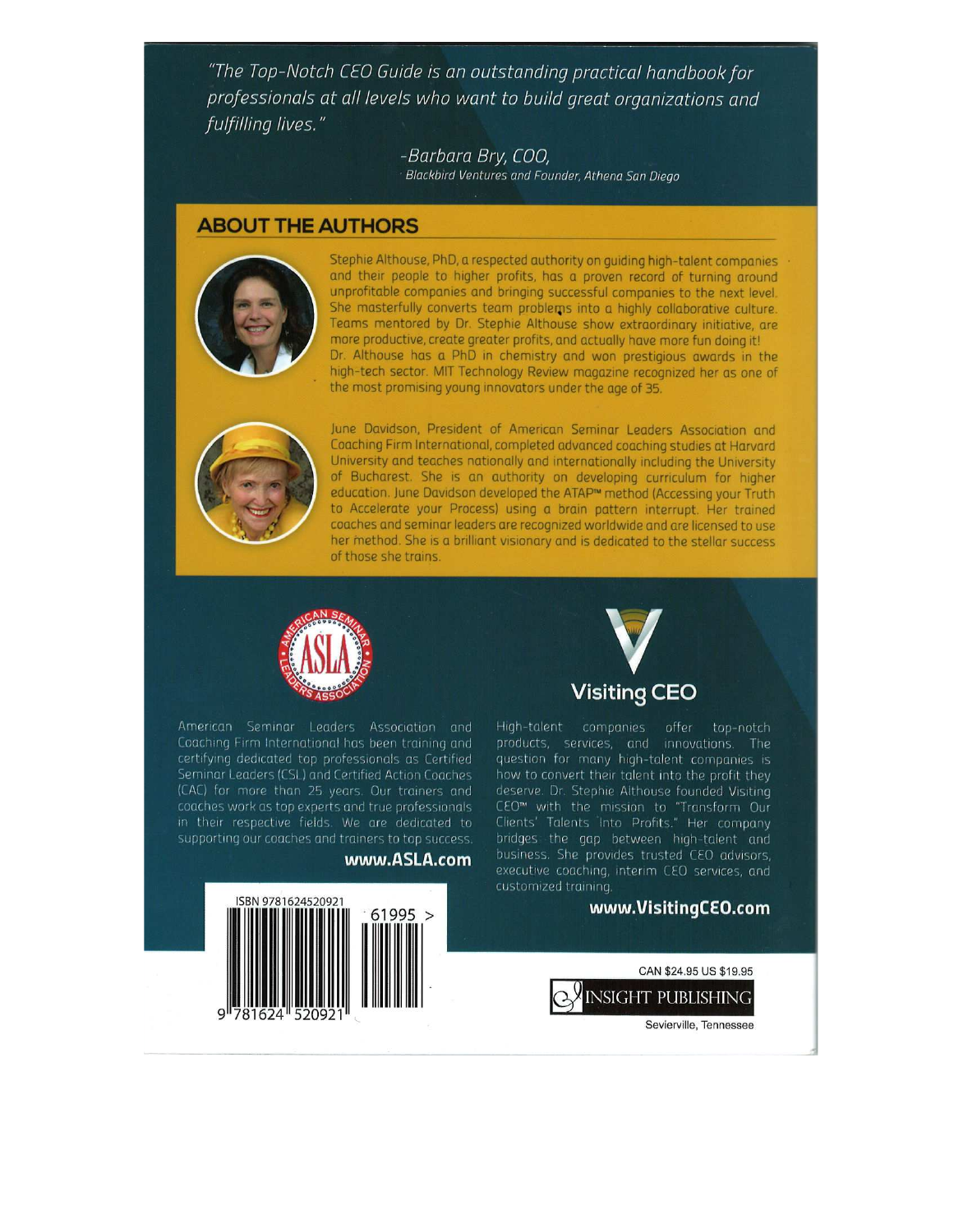*"The Top-Notch CEO Guide is an outstanding practical handbook for professionals at all levels who want to build great organizations and fulfilling lives."*

*-Barbara Bry, COO,*
*Blackbird Ventures and Founder, Athena San Diego*

## ABOUT THE AUTHORS

Stephie Althouse, PhD, a respected authority on guiding high-talent companies and their people to higher profits, has a proven record of turning around unprofitable companies and bringing successful companies to the next level. She masterfully converts team problems into a highly collaborative culture. Teams mentored by Dr. Stephie Althouse show extraordinary initiative, are more productive, create greater profits, and actually have more fun doing it! Dr. Althouse has a PhD in chemistry and won prestigious awards in the high-tech sector. MIT Technology Review magazine recognized her as one of the most promising young innovators under the age of 35.

June Davidson, President of American Seminar Leaders Association and Coaching Firm International, completed advanced coaching studies at Harvard University and teaches nationally and internationally including the University of Bucharest. She is an authority on developing curriculum for higher education. June Davidson developed the ATAP™ method (Accessing your Truth to Accelerate your Process) using a brain pattern interrupt. Her trained coaches and seminar leaders are recognized worldwide and are licensed to use her method. She is a brilliant visionary and is dedicated to the stellar success of those she trains.

American Seminar Leaders Association and Coaching Firm International has been training and certifying dedicated top professionals as Certified Seminar Leaders (CSL) and Certified Action Coaches (CAC) for more than 25 years. Our trainers and coaches work as top experts and true professionals in their respective fields. We are dedicated to supporting our coaches and trainers to top success.

**www.ASLA.com**

Visiting CEO

High-talent companies offer top-notch products, services, and innovations. The question for many high-talent companies is how to convert their talent into the profit they deserve. Dr. Stephie Althouse founded Visiting CEO™ with the mission to "Transform Our Clients' Talents Into Profits." Her company bridges the gap between high-talent and business. She provides trusted CEO advisors, executive coaching, interim CEO services, and customized training.

**www.VisitingCEO.com**

ISBN 9781624520921

61995 >

9 781624 520921

CAN $24.95 US $19.95

INSIGHT PUBLISHING

Sevierville, Tennessee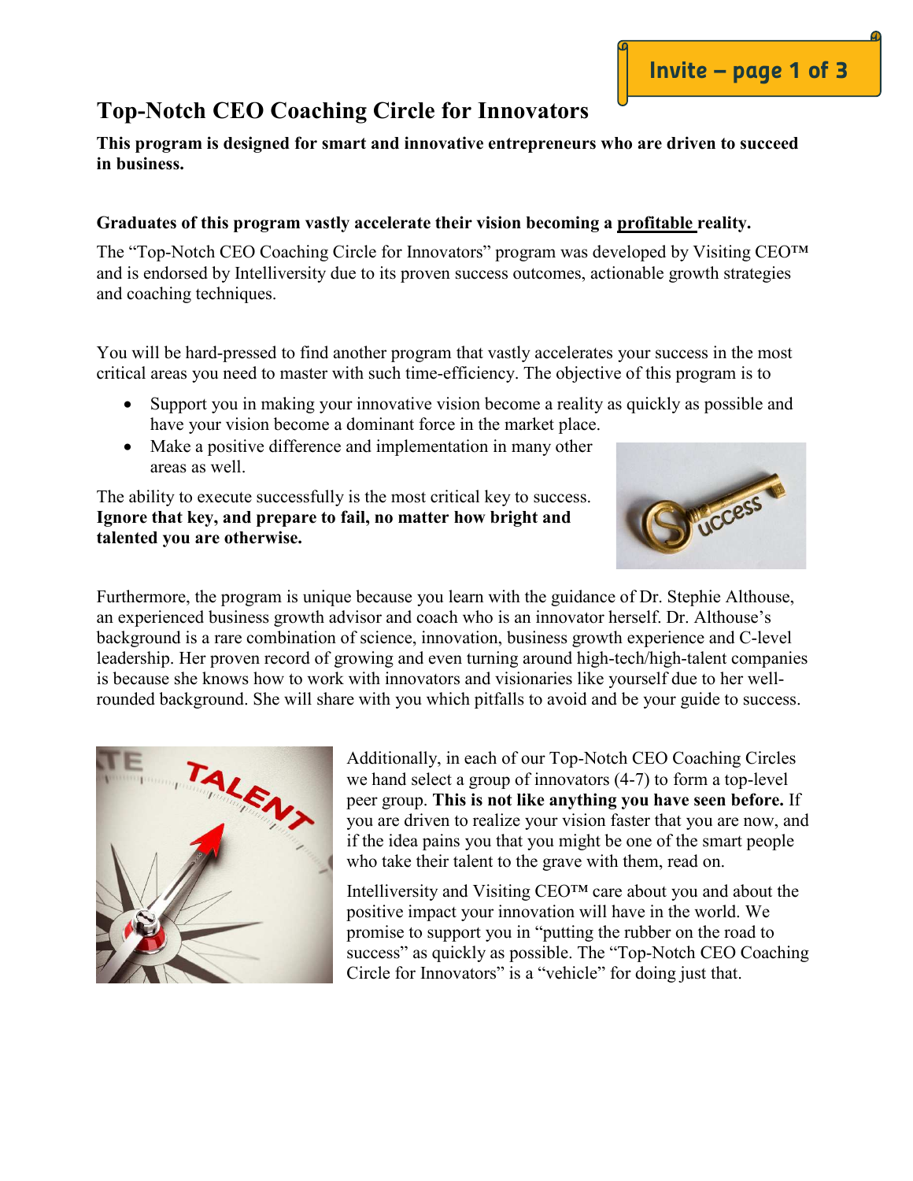# Top-Notch CEO Coaching Circle for Innovators

**This program is designed for smart and innovative entrepreneurs who are driven to succeed in business.**

**Graduates of this program vastly accelerate their vision becoming a profitable reality.**

The "Top-Notch CEO Coaching Circle for Innovators" program was developed by Visiting CEO™ and is endorsed by Intelliversity due to its proven success outcomes, actionable growth strategies and coaching techniques.

You will be hard-pressed to find another program that vastly accelerates your success in the most critical areas you need to master with such time-efficiency. The objective of this program is to

- Support you in making your innovative vision become a reality as quickly as possible and have your vision become a dominant force in the market place.
- Make a positive difference and implementation in many other areas as well.

The ability to execute successfully is the most critical key to success. **Ignore that key, and prepare to fail, no matter how bright and talented you are otherwise.**

Furthermore, the program is unique because you learn with the guidance of Dr. Stephie Althouse, an experienced business growth advisor and coach who is an innovator herself. Dr. Althouse's background is a rare combination of science, innovation, business growth experience and C-level leadership. Her proven record of growing and even turning around high-tech/high-talent companies is because she knows how to work with innovators and visionaries like yourself due to her well-rounded background. She will share with you which pitfalls to avoid and be your guide to success.

Additionally, in each of our Top-Notch CEO Coaching Circles we hand select a group of innovators (4-7) to form a top-level peer group. **This is not like anything you have seen before.** If you are driven to realize your vision faster that you are now, and if the idea pains you that you might be one of the smart people who take their talent to the grave with them, read on.

Intelliversity and Visiting CEO™ care about you and about the positive impact your innovation will have in the world. We promise to support you in "putting the rubber on the road to success" as quickly as possible. The "Top-Notch CEO Coaching Circle for Innovators" is a "vehicle" for doing just that.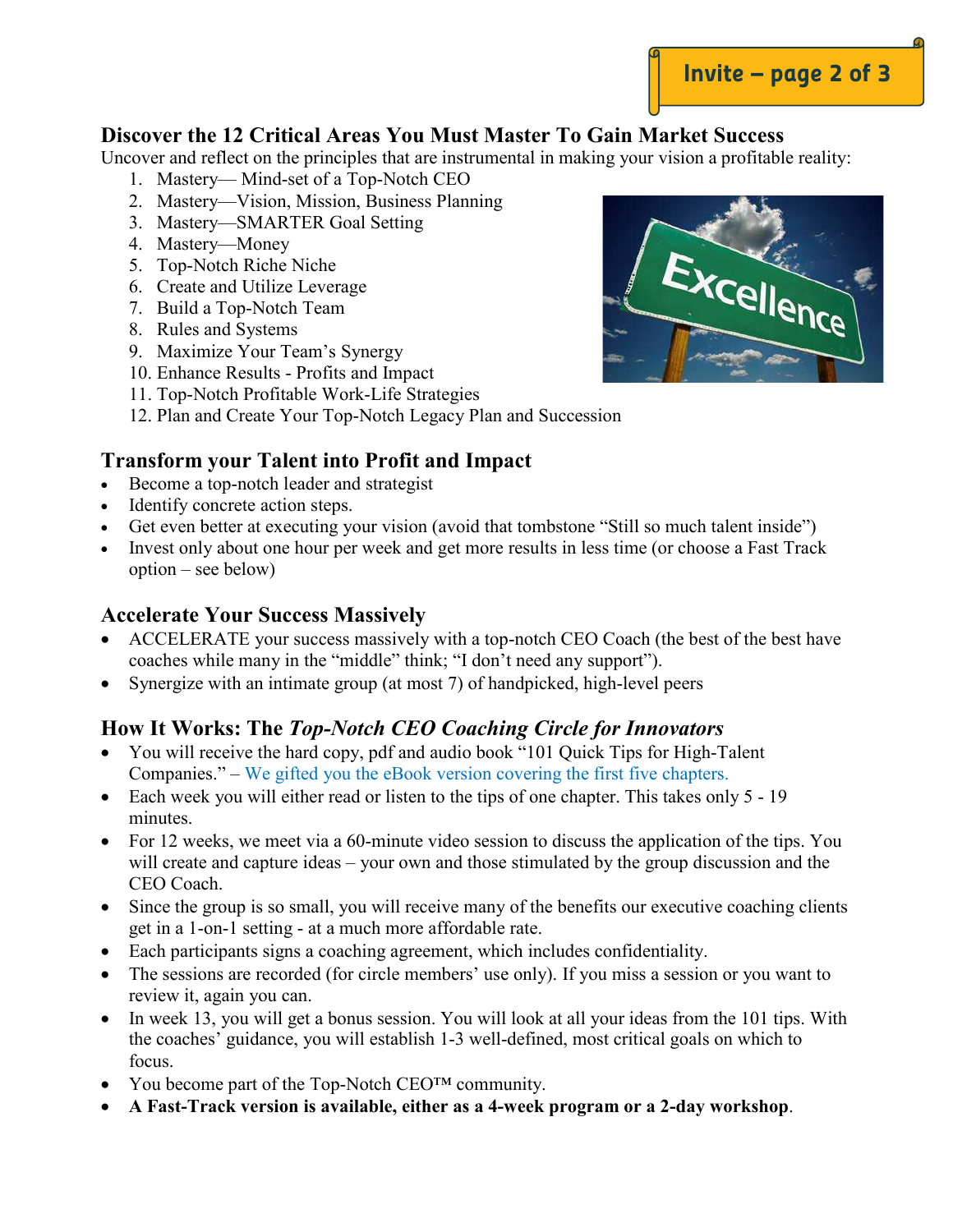## Discover the 12 Critical Areas You Must Master To Gain Market Success

Uncover and reflect on the principles that are instrumental in making your vision a profitable reality:

1. Mastery— Mind-set of a Top-Notch CEO
2. Mastery—Vision, Mission, Business Planning
3. Mastery—SMARTER Goal Setting
4. Mastery—Money
5. Top-Notch Riche Niche
6. Create and Utilize Leverage
7. Build a Top-Notch Team
8. Rules and Systems
9. Maximize Your Team's Synergy
10. Enhance Results - Profits and Impact
11. Top-Notch Profitable Work-Life Strategies
12. Plan and Create Your Top-Notch Legacy Plan and Succession

## Transform your Talent into Profit and Impact

- Become a top-notch leader and strategist
- Identify concrete action steps.
- Get even better at executing your vision (avoid that tombstone "Still so much talent inside")
- Invest only about one hour per week and get more results in less time (or choose a Fast Track option – see below)

## Accelerate Your Success Massively

- ACCELERATE your success massively with a top-notch CEO Coach (the best of the best have coaches while many in the "middle" think; "I don't need any support").
- Synergize with an intimate group (at most 7) of handpicked, high-level peers

## How It Works: The *Top-Notch CEO Coaching Circle for Innovators*

- You will receive the hard copy, pdf and audio book "101 Quick Tips for High-Talent Companies." – We gifted you the eBook version covering the first five chapters.
- Each week you will either read or listen to the tips of one chapter. This takes only 5 - 19 minutes.
- For 12 weeks, we meet via a 60-minute video session to discuss the application of the tips. You will create and capture ideas – your own and those stimulated by the group discussion and the CEO Coach.
- Since the group is so small, you will receive many of the benefits our executive coaching clients get in a 1-on-1 setting - at a much more affordable rate.
- Each participants signs a coaching agreement, which includes confidentiality.
- The sessions are recorded (for circle members' use only). If you miss a session or you want to review it, again you can.
- In week 13, you will get a bonus session. You will look at all your ideas from the 101 tips. With the coaches' guidance, you will establish 1-3 well-defined, most critical goals on which to focus.
- You become part of the Top-Notch CEO™ community.
- **A Fast-Track version is available, either as a 4-week program or a 2-day workshop**.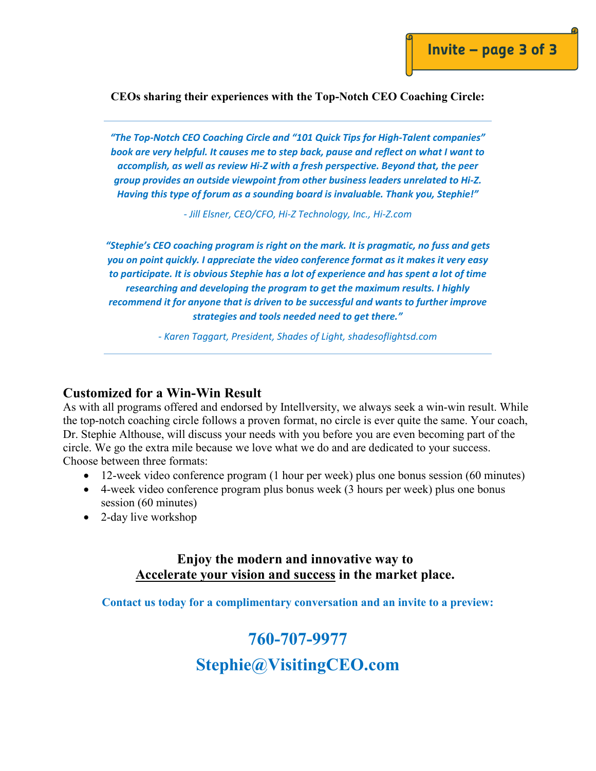**CEOs sharing their experiences with the Top-Notch CEO Coaching Circle:**

---

***"The Top-Notch CEO Coaching Circle and "101 Quick Tips for High-Talent companies" book are very helpful. It causes me to step back, pause and reflect on what I want to accomplish, as well as review Hi-Z with a fresh perspective. Beyond that, the peer group provides an outside viewpoint from other business leaders unrelated to Hi-Z. Having this type of forum as a sounding board is invaluable. Thank you, Stephie!"***

*- Jill Elsner, CEO/CFO, Hi-Z Technology, Inc., Hi-Z.com*

***"Stephie's CEO coaching program is right on the mark. It is pragmatic, no fuss and gets you on point quickly. I appreciate the video conference format as it makes it very easy to participate. It is obvious Stephie has a lot of experience and has spent a lot of time researching and developing the program to get the maximum results. I highly recommend it for anyone that is driven to be successful and wants to further improve strategies and tools needed need to get there."***

*- Karen Taggart, President, Shades of Light, shadesoflightsd.com*

---

## Customized for a Win-Win Result

As with all programs offered and endorsed by Intellversity, we always seek a win-win result. While the top-notch coaching circle follows a proven format, no circle is ever quite the same. Your coach, Dr. Stephie Althouse, will discuss your needs with you before you are even becoming part of the circle. We go the extra mile because we love what we do and are dedicated to your success. Choose between three formats:

- 12-week video conference program (1 hour per week) plus one bonus session (60 minutes)
- 4-week video conference program plus bonus week (3 hours per week) plus one bonus session (60 minutes)
- 2-day live workshop

**Enjoy the modern and innovative way to**
**<u>Accelerate your vision and success</u> in the market place.**

**Contact us today for a complimentary conversation and an invite to a preview:**

## 760-707-9977

## Stephie@VisitingCEO.com